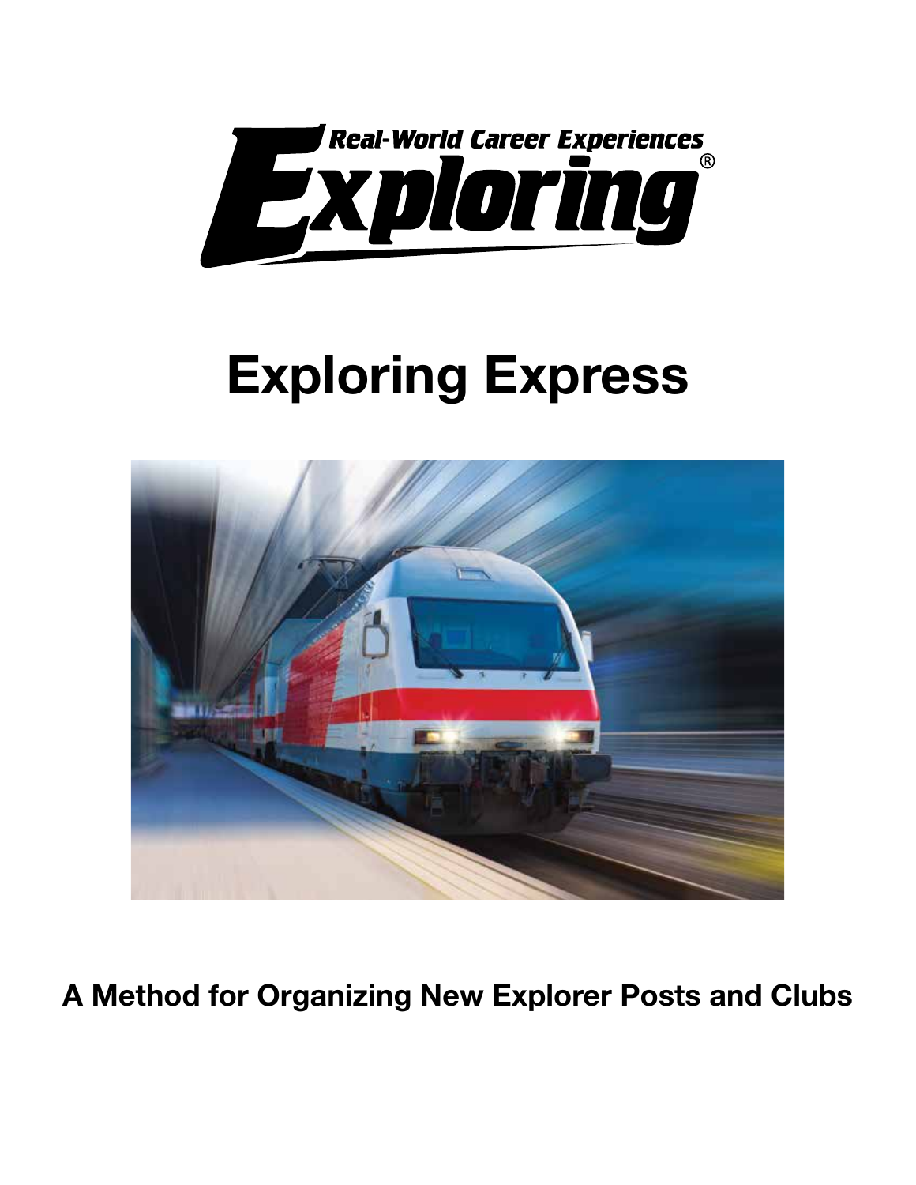Real-World Career Experiences

Exploring®

# Exploring Express

**A Method for Organizing New Explorer Posts and Clubs**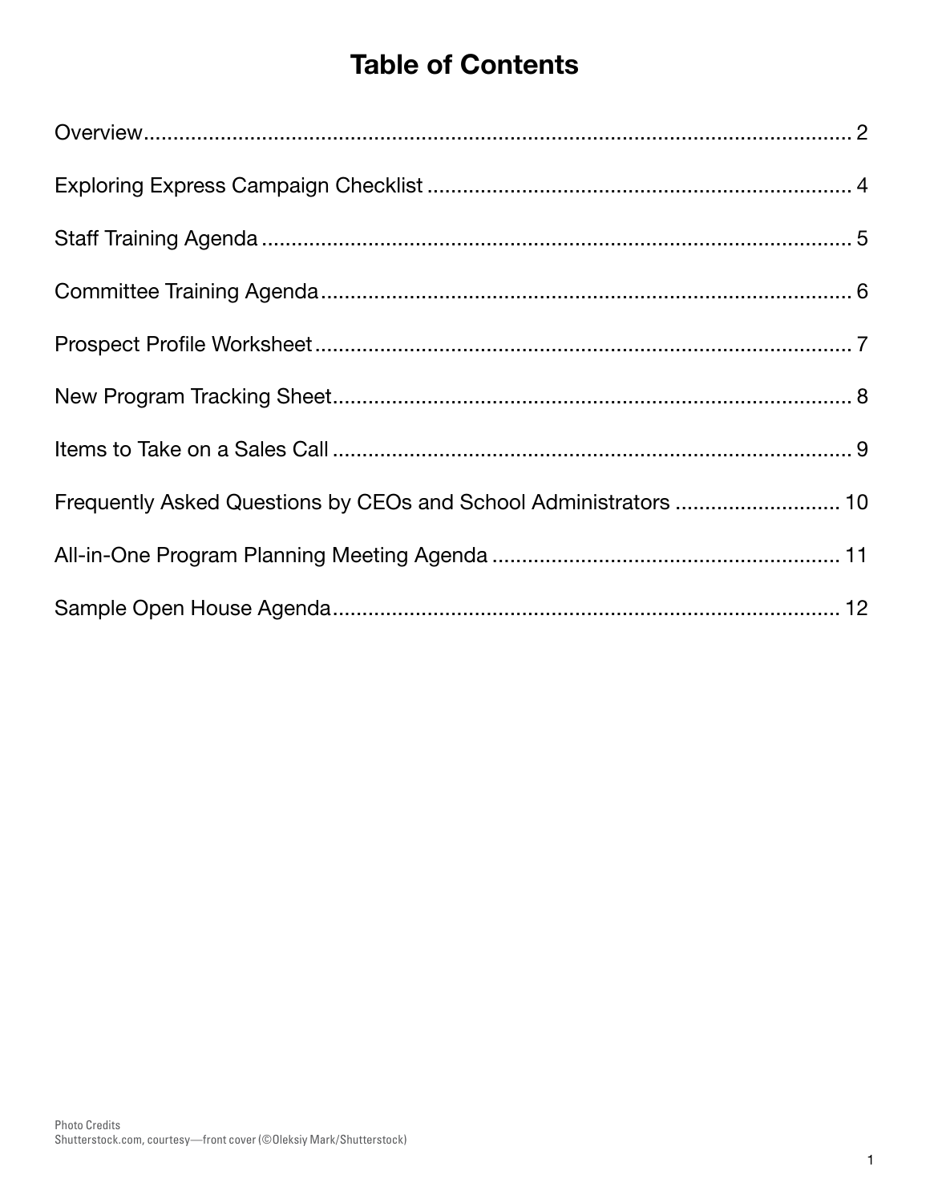# Table of Contents

Overview.................................................................................................................. 2

Exploring Express Campaign Checklist ........................................................................ 4

Staff Training Agenda ................................................................................................. 5

Committee Training Agenda......................................................................................... 6

Prospect Profile Worksheet.......................................................................................... 7

New Program Tracking Sheet........................................................................................ 8

Items to Take on a Sales Call ....................................................................................... 9

Frequently Asked Questions by CEOs and School Administrators ............................ 10

All-in-One Program Planning Meeting Agenda ........................................................... 11

Sample Open House Agenda...................................................................................... 12

Photo Credits
Shutterstock.com, courtesy—front cover (©Oleksiy Mark/Shutterstock)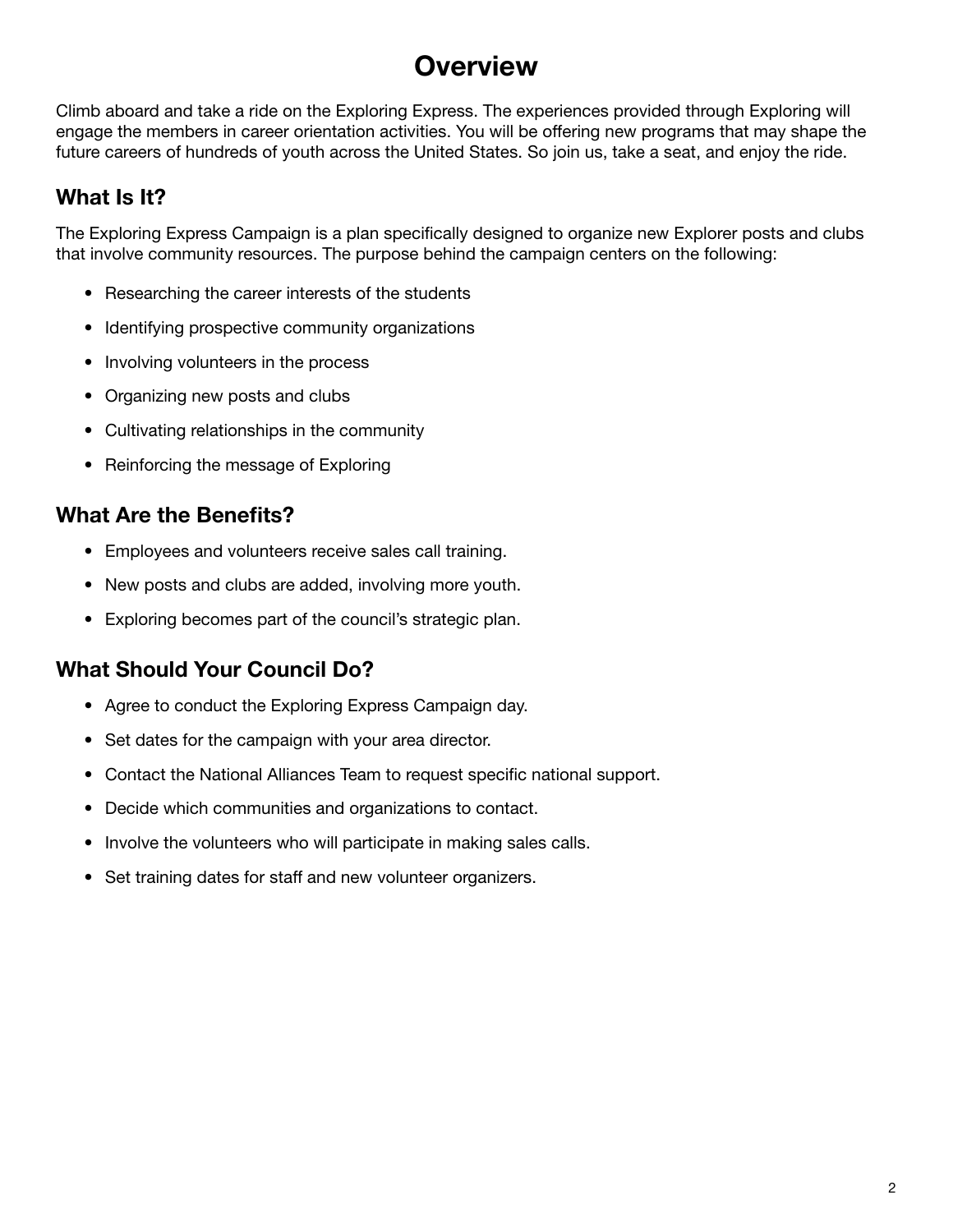# Overview

Climb aboard and take a ride on the Exploring Express. The experiences provided through Exploring will engage the members in career orientation activities. You will be offering new programs that may shape the future careers of hundreds of youth across the United States. So join us, take a seat, and enjoy the ride.

## What Is It?

The Exploring Express Campaign is a plan specifically designed to organize new Explorer posts and clubs that involve community resources. The purpose behind the campaign centers on the following:

- Researching the career interests of the students
- Identifying prospective community organizations
- Involving volunteers in the process
- Organizing new posts and clubs
- Cultivating relationships in the community
- Reinforcing the message of Exploring

## What Are the Benefits?

- Employees and volunteers receive sales call training.
- New posts and clubs are added, involving more youth.
- Exploring becomes part of the council's strategic plan.

## What Should Your Council Do?

- Agree to conduct the Exploring Express Campaign day.
- Set dates for the campaign with your area director.
- Contact the National Alliances Team to request specific national support.
- Decide which communities and organizations to contact.
- Involve the volunteers who will participate in making sales calls.
- Set training dates for staff and new volunteer organizers.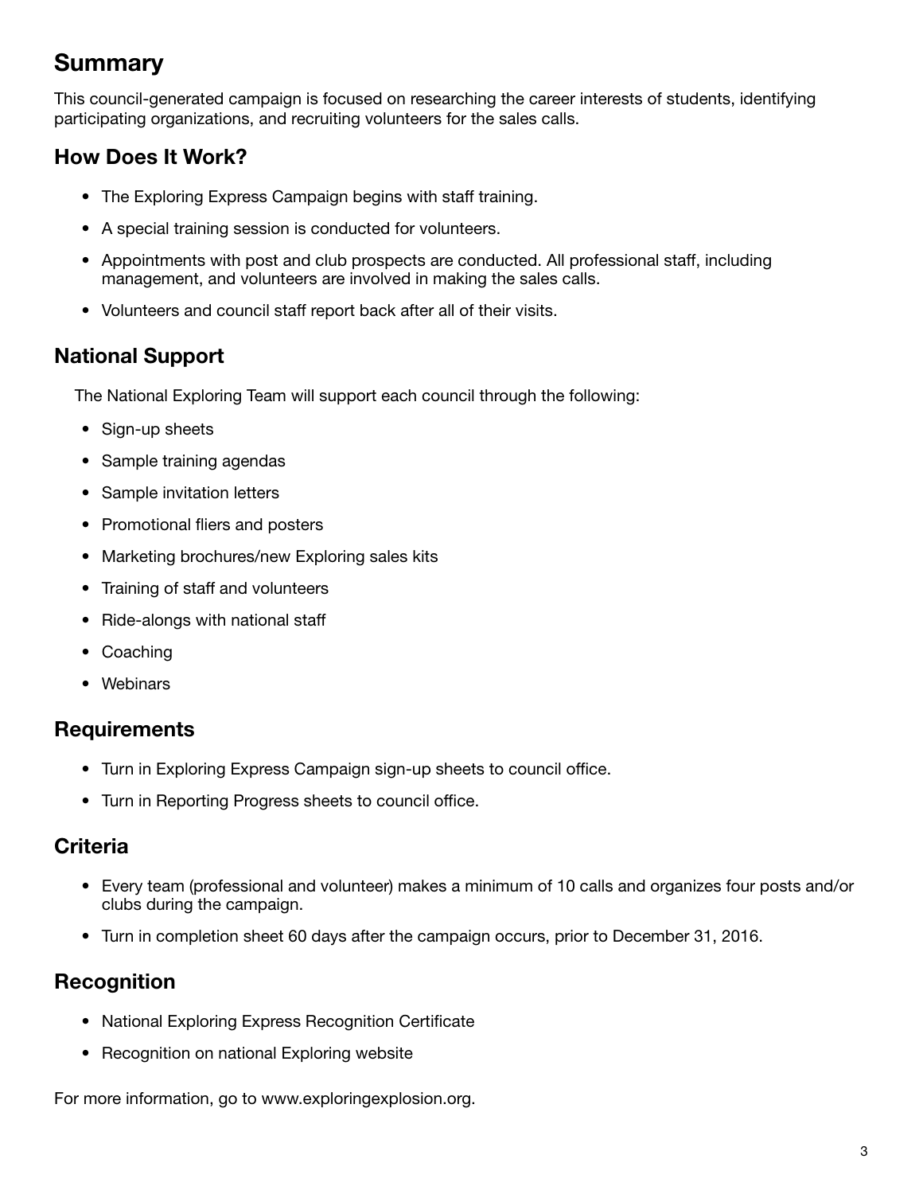## Summary

This council-generated campaign is focused on researching the career interests of students, identifying participating organizations, and recruiting volunteers for the sales calls.

### How Does It Work?

- The Exploring Express Campaign begins with staff training.
- A special training session is conducted for volunteers.
- Appointments with post and club prospects are conducted. All professional staff, including management, and volunteers are involved in making the sales calls.
- Volunteers and council staff report back after all of their visits.

### National Support

The National Exploring Team will support each council through the following:

- Sign-up sheets
- Sample training agendas
- Sample invitation letters
- Promotional fliers and posters
- Marketing brochures/new Exploring sales kits
- Training of staff and volunteers
- Ride-alongs with national staff
- Coaching
- Webinars

### Requirements

- Turn in Exploring Express Campaign sign-up sheets to council office.
- Turn in Reporting Progress sheets to council office.

### Criteria

- Every team (professional and volunteer) makes a minimum of 10 calls and organizes four posts and/or clubs during the campaign.
- Turn in completion sheet 60 days after the campaign occurs, prior to December 31, 2016.

### Recognition

- National Exploring Express Recognition Certificate
- Recognition on national Exploring website

For more information, go to www.exploringexplosion.org.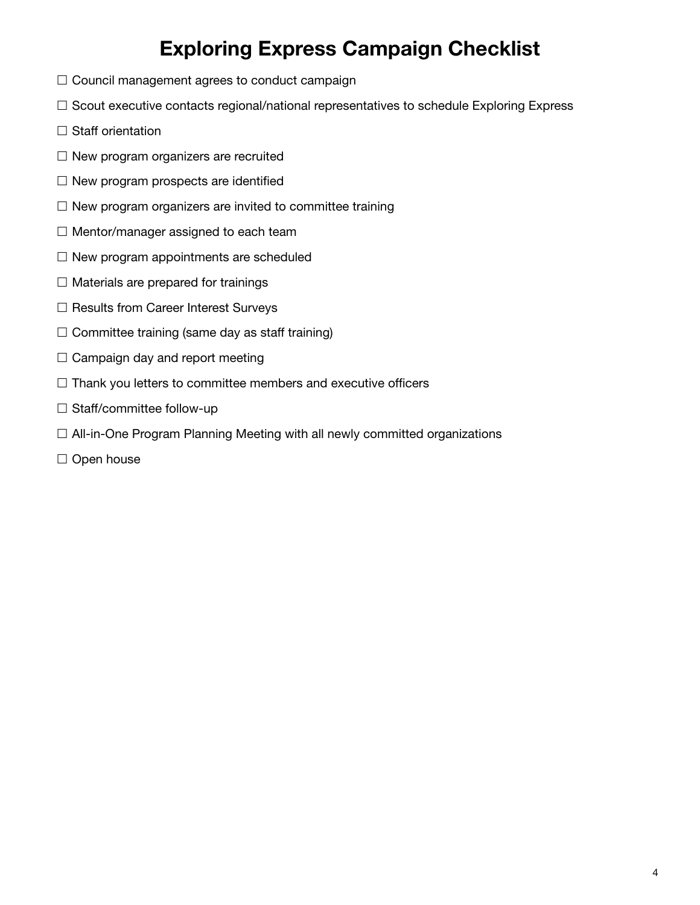# Exploring Express Campaign Checklist

☐ Council management agrees to conduct campaign

☐ Scout executive contacts regional/national representatives to schedule Exploring Express

☐ Staff orientation

☐ New program organizers are recruited

☐ New program prospects are identified

☐ New program organizers are invited to committee training

☐ Mentor/manager assigned to each team

☐ New program appointments are scheduled

☐ Materials are prepared for trainings

☐ Results from Career Interest Surveys

☐ Committee training (same day as staff training)

☐ Campaign day and report meeting

☐ Thank you letters to committee members and executive officers

☐ Staff/committee follow-up

☐ All-in-One Program Planning Meeting with all newly committed organizations

☐ Open house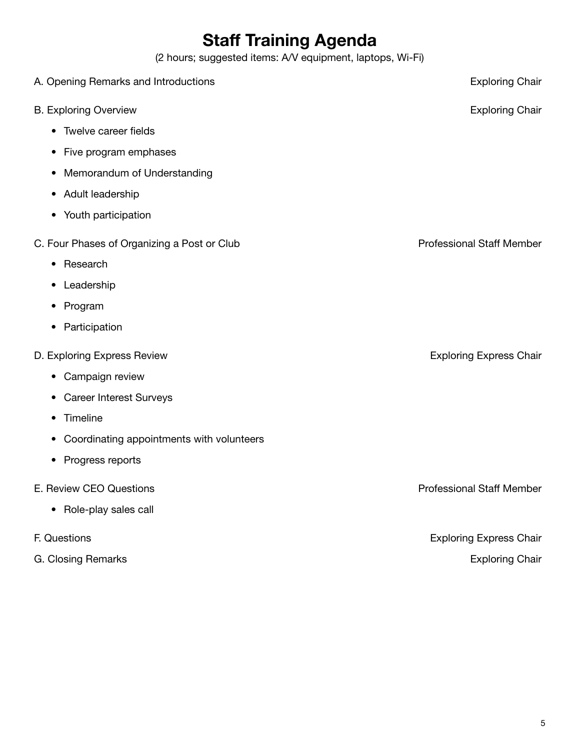# Staff Training Agenda

(2 hours; suggested items: A/V equipment, laptops, Wi-Fi)

A. Opening Remarks and Introductions — Exploring Chair

B. Exploring Overview — Exploring Chair

- Twelve career fields
- Five program emphases
- Memorandum of Understanding
- Adult leadership
- Youth participation

C. Four Phases of Organizing a Post or Club — Professional Staff Member

- Research
- Leadership
- Program
- Participation

D. Exploring Express Review — Exploring Express Chair

- Campaign review
- Career Interest Surveys
- Timeline
- Coordinating appointments with volunteers
- Progress reports

E. Review CEO Questions — Professional Staff Member

- Role-play sales call

F. Questions — Exploring Express Chair

G. Closing Remarks — Exploring Chair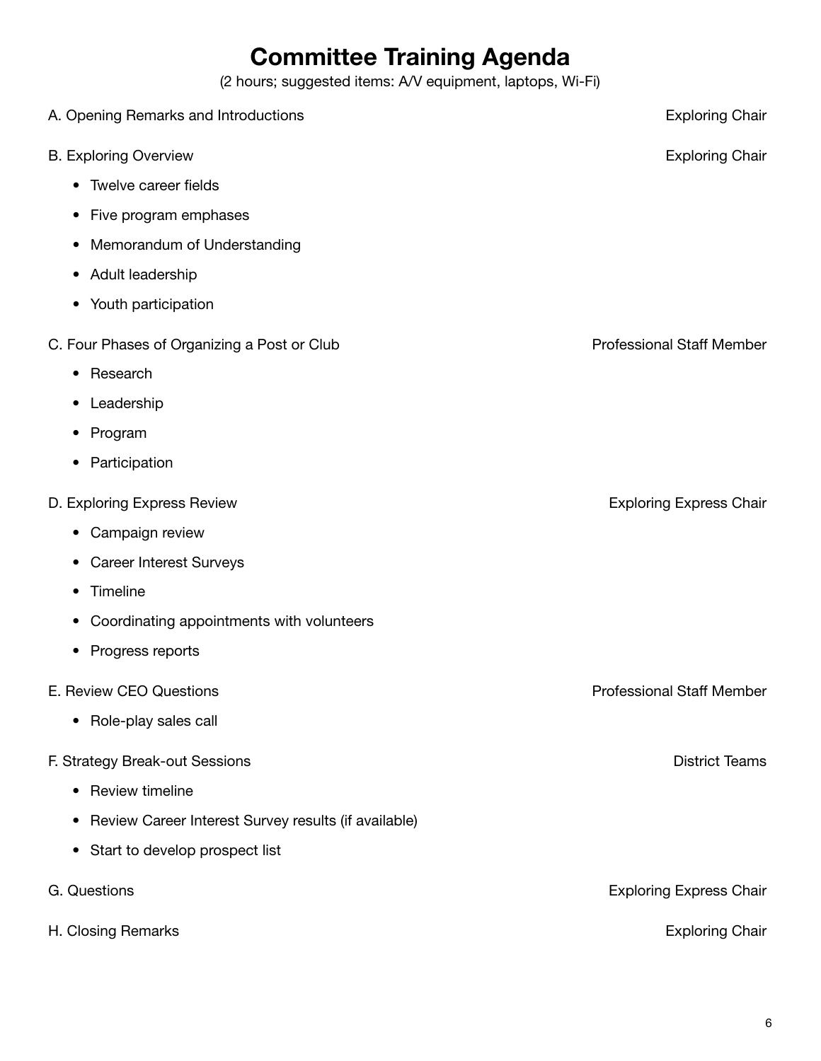# Committee Training Agenda

(2 hours; suggested items: A/V equipment, laptops, Wi-Fi)

A. Opening Remarks and Introductions — Exploring Chair

B. Exploring Overview — Exploring Chair

- Twelve career fields
- Five program emphases
- Memorandum of Understanding
- Adult leadership
- Youth participation

C. Four Phases of Organizing a Post or Club — Professional Staff Member

- Research
- Leadership
- Program
- Participation

D. Exploring Express Review — Exploring Express Chair

- Campaign review
- Career Interest Surveys
- Timeline
- Coordinating appointments with volunteers
- Progress reports

E. Review CEO Questions — Professional Staff Member

- Role-play sales call

F. Strategy Break-out Sessions — District Teams

- Review timeline
- Review Career Interest Survey results (if available)
- Start to develop prospect list

G. Questions — Exploring Express Chair

H. Closing Remarks — Exploring Chair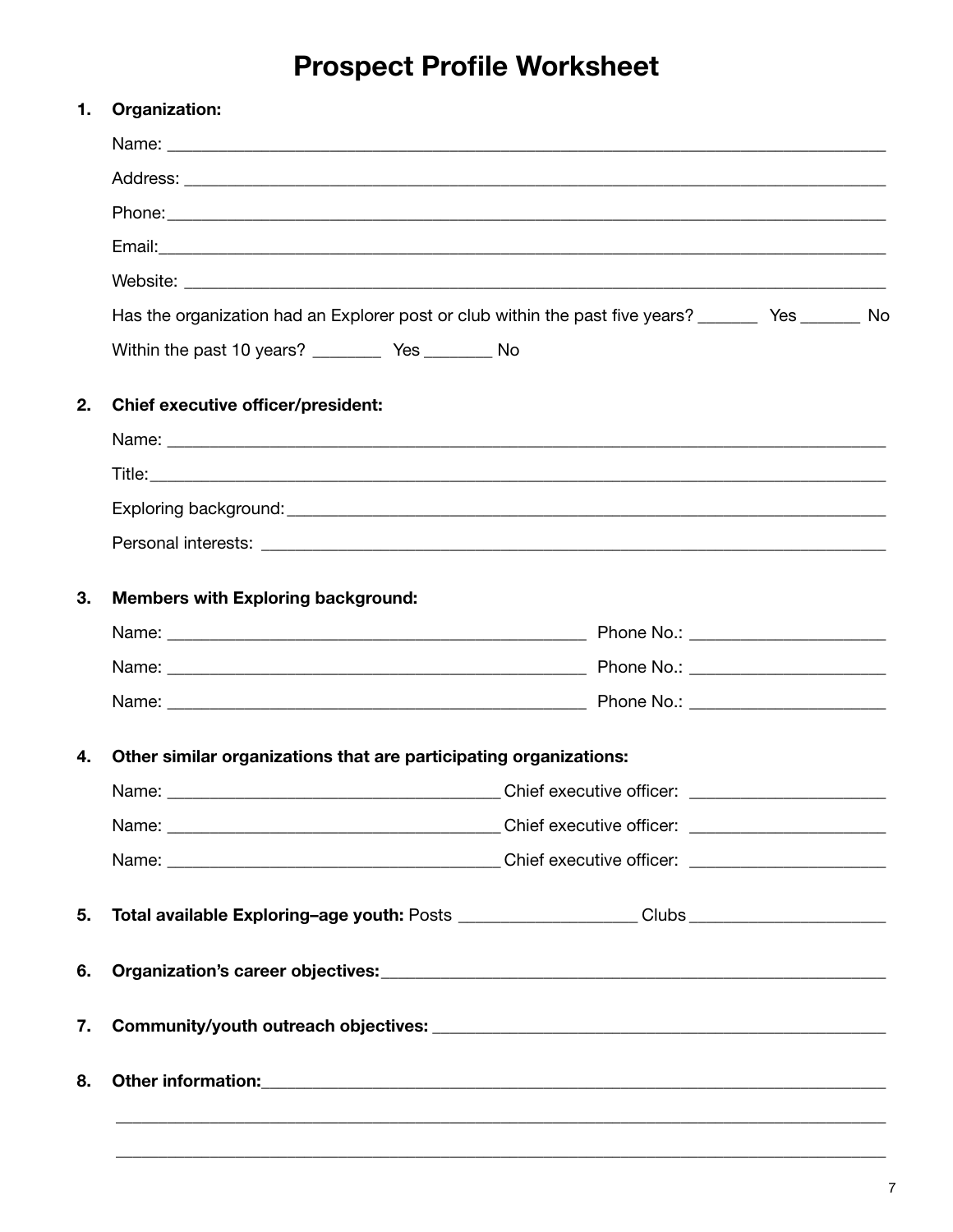# Prospect Profile Worksheet

1. **Organization:**

   Name: ______________________________________________

   Address: ______________________________________________

   Phone: ______________________________________________

   Email: ______________________________________________

   Website: ______________________________________________

   Has the organization had an Explorer post or club within the past five years? _______ Yes _______ No

   Within the past 10 years? ________ Yes ________ No

2. **Chief executive officer/president:**

   Name: ______________________________________________

   Title: ______________________________________________

   Exploring background: ______________________________________________

   Personal interests: ______________________________________________

3. **Members with Exploring background:**

   Name: ______________________________ Phone No.: ______________________

   Name: ______________________________ Phone No.: ______________________

   Name: ______________________________ Phone No.: ______________________

4. **Other similar organizations that are participating organizations:**

   Name: ______________________________ Chief executive officer: ______________________

   Name: ______________________________ Chief executive officer: ______________________

   Name: ______________________________ Chief executive officer: ______________________

5. **Total available Exploring–age youth:** Posts ____________________ Clubs ______________________

6. **Organization's career objectives:** ______________________________________________

7. **Community/youth outreach objectives:** ______________________________________________

8. **Other information:** ______________________________________________

   ______________________________________________

   ______________________________________________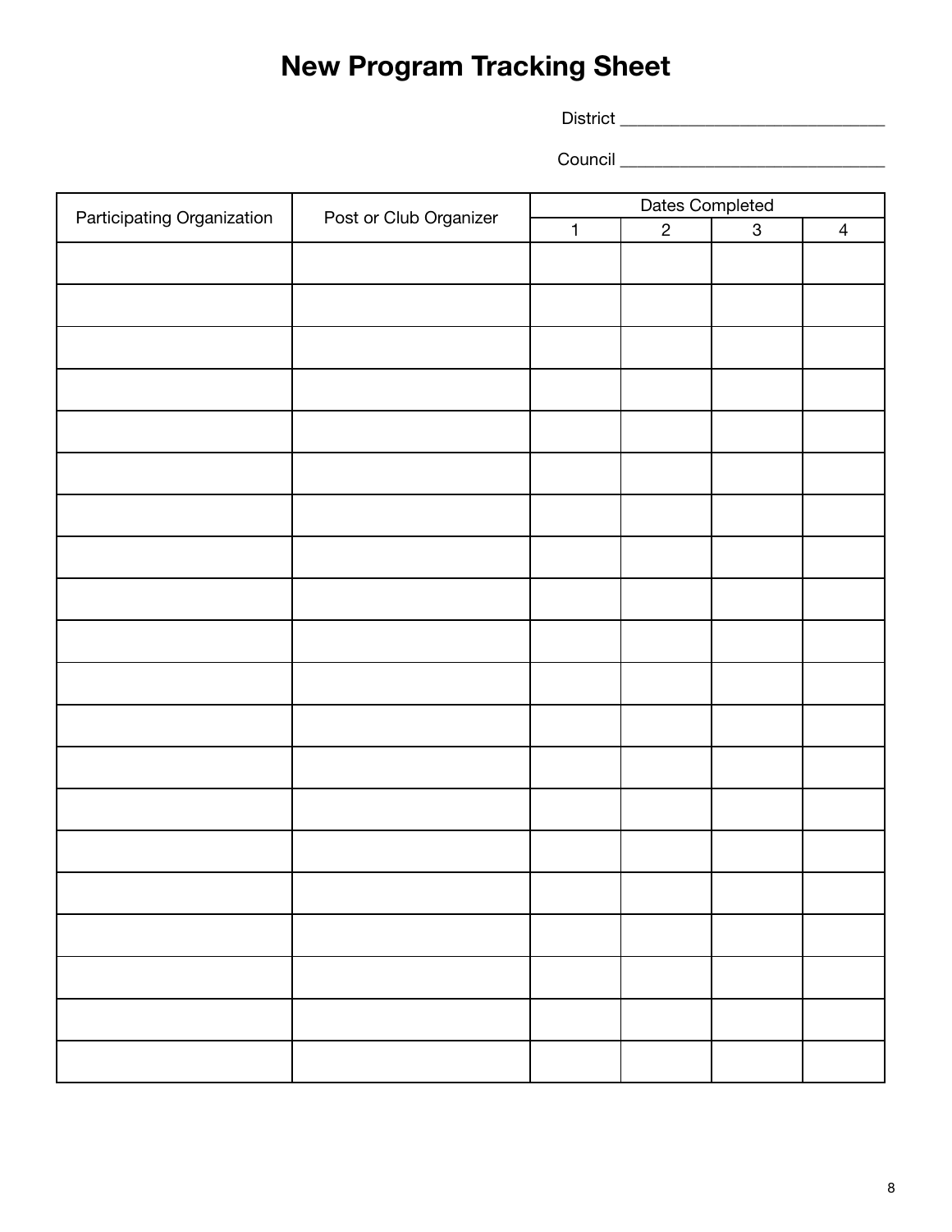# New Program Tracking Sheet

District ______________________________

Council ______________________________

| Participating Organization | Post or Club Organizer | Dates Completed | | | |
|---|---|---|---|---|---|
| | | 1 | 2 | 3 | 4 |
| | | | | | |
| | | | | | |
| | | | | | |
| | | | | | |
| | | | | | |
| | | | | | |
| | | | | | |
| | | | | | |
| | | | | | |
| | | | | | |
| | | | | | |
| | | | | | |
| | | | | | |
| | | | | | |
| | | | | | |
| | | | | | |
| | | | | | |
| | | | | | |
| | | | | | |
| | | | | | |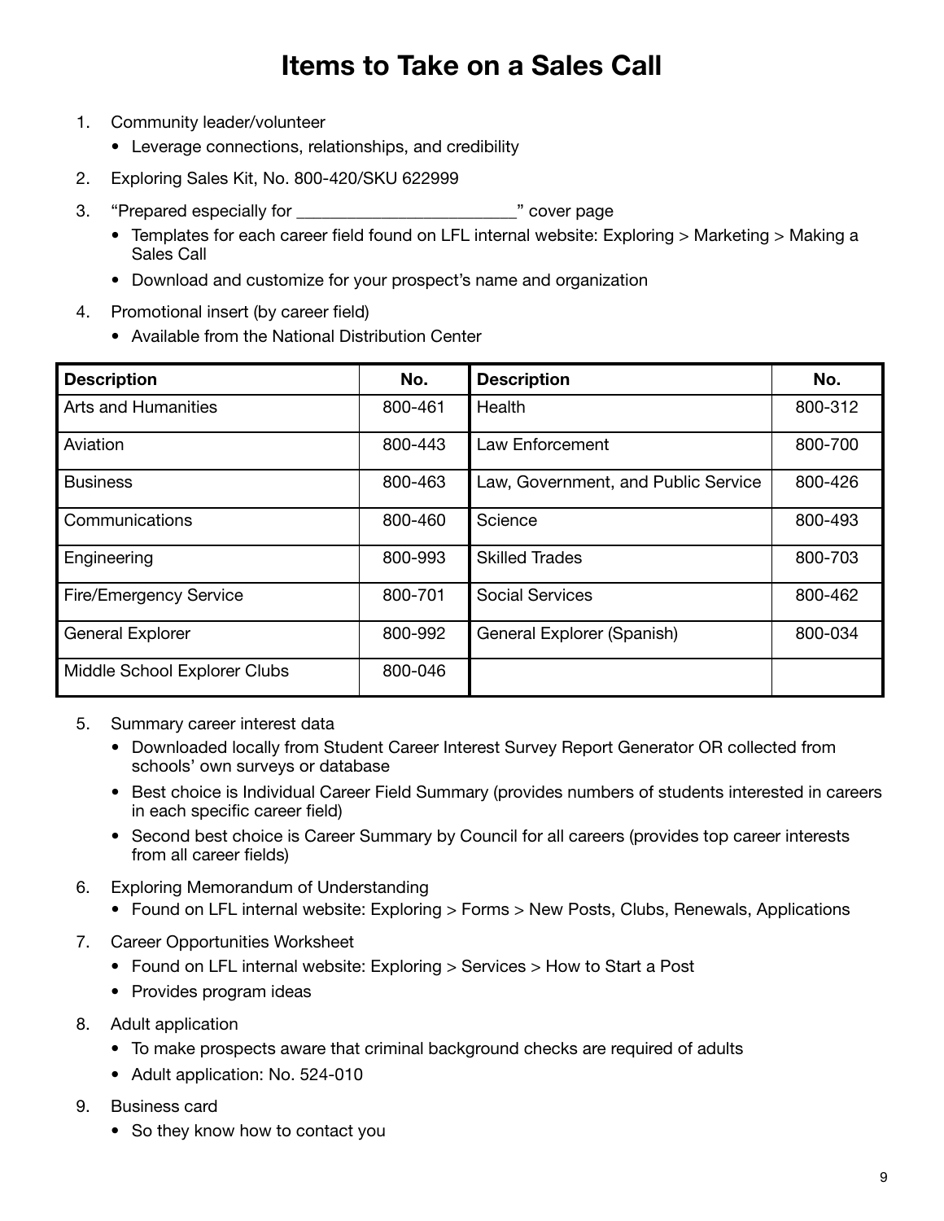# Items to Take on a Sales Call

1. Community leader/volunteer
   - Leverage connections, relationships, and credibility
2. Exploring Sales Kit, No. 800-420/SKU 622999
3. "Prepared especially for ________________________" cover page
   - Templates for each career field found on LFL internal website: Exploring > Marketing > Making a Sales Call
   - Download and customize for your prospect's name and organization
4. Promotional insert (by career field)
   - Available from the National Distribution Center

| Description | No. | Description | No. |
|---|---|---|---|
| Arts and Humanities | 800-461 | Health | 800-312 |
| Aviation | 800-443 | Law Enforcement | 800-700 |
| Business | 800-463 | Law, Government, and Public Service | 800-426 |
| Communications | 800-460 | Science | 800-493 |
| Engineering | 800-993 | Skilled Trades | 800-703 |
| Fire/Emergency Service | 800-701 | Social Services | 800-462 |
| General Explorer | 800-992 | General Explorer (Spanish) | 800-034 |
| Middle School Explorer Clubs | 800-046 | | |

5. Summary career interest data
   - Downloaded locally from Student Career Interest Survey Report Generator OR collected from schools' own surveys or database
   - Best choice is Individual Career Field Summary (provides numbers of students interested in careers in each specific career field)
   - Second best choice is Career Summary by Council for all careers (provides top career interests from all career fields)
6. Exploring Memorandum of Understanding
   - Found on LFL internal website: Exploring > Forms > New Posts, Clubs, Renewals, Applications
7. Career Opportunities Worksheet
   - Found on LFL internal website: Exploring > Services > How to Start a Post
   - Provides program ideas
8. Adult application
   - To make prospects aware that criminal background checks are required of adults
   - Adult application: No. 524-010
9. Business card
   - So they know how to contact you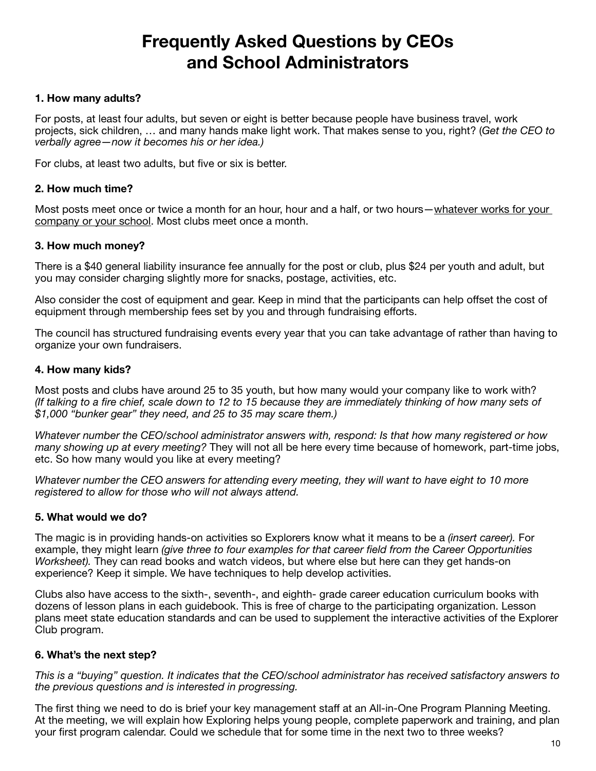# Frequently Asked Questions by CEOs and School Administrators

### 1. How many adults?

For posts, at least four adults, but seven or eight is better because people have business travel, work projects, sick children, … and many hands make light work. That makes sense to you, right? (*Get the CEO to verbally agree—now it becomes his or her idea.)*

For clubs, at least two adults, but five or six is better.

### 2. How much time?

Most posts meet once or twice a month for an hour, hour and a half, or two hours—<u>whatever works for your company or your school</u>. Most clubs meet once a month.

### 3. How much money?

There is a $40 general liability insurance fee annually for the post or club, plus $24 per youth and adult, but you may consider charging slightly more for snacks, postage, activities, etc.

Also consider the cost of equipment and gear. Keep in mind that the participants can help offset the cost of equipment through membership fees set by you and through fundraising efforts.

The council has structured fundraising events every year that you can take advantage of rather than having to organize your own fundraisers.

### 4. How many kids?

Most posts and clubs have around 25 to 35 youth, but how many would your company like to work with? *(If talking to a fire chief, scale down to 12 to 15 because they are immediately thinking of how many sets of $1,000 "bunker gear" they need, and 25 to 35 may scare them.)*

*Whatever number the CEO/school administrator answers with, respond: Is that how many registered or how many showing up at every meeting?* They will not all be here every time because of homework, part-time jobs, etc. So how many would you like at every meeting?

*Whatever number the CEO answers for attending every meeting, they will want to have eight to 10 more registered to allow for those who will not always attend.*

### 5. What would we do?

The magic is in providing hands-on activities so Explorers know what it means to be a *(insert career).* For example, they might learn *(give three to four examples for that career field from the Career Opportunities Worksheet).* They can read books and watch videos, but where else but here can they get hands-on experience? Keep it simple. We have techniques to help develop activities.

Clubs also have access to the sixth-, seventh-, and eighth- grade career education curriculum books with dozens of lesson plans in each guidebook. This is free of charge to the participating organization. Lesson plans meet state education standards and can be used to supplement the interactive activities of the Explorer Club program.

### 6. What's the next step?

*This is a "buying" question. It indicates that the CEO/school administrator has received satisfactory answers to the previous questions and is interested in progressing.*

The first thing we need to do is brief your key management staff at an All-in-One Program Planning Meeting. At the meeting, we will explain how Exploring helps young people, complete paperwork and training, and plan your first program calendar. Could we schedule that for some time in the next two to three weeks?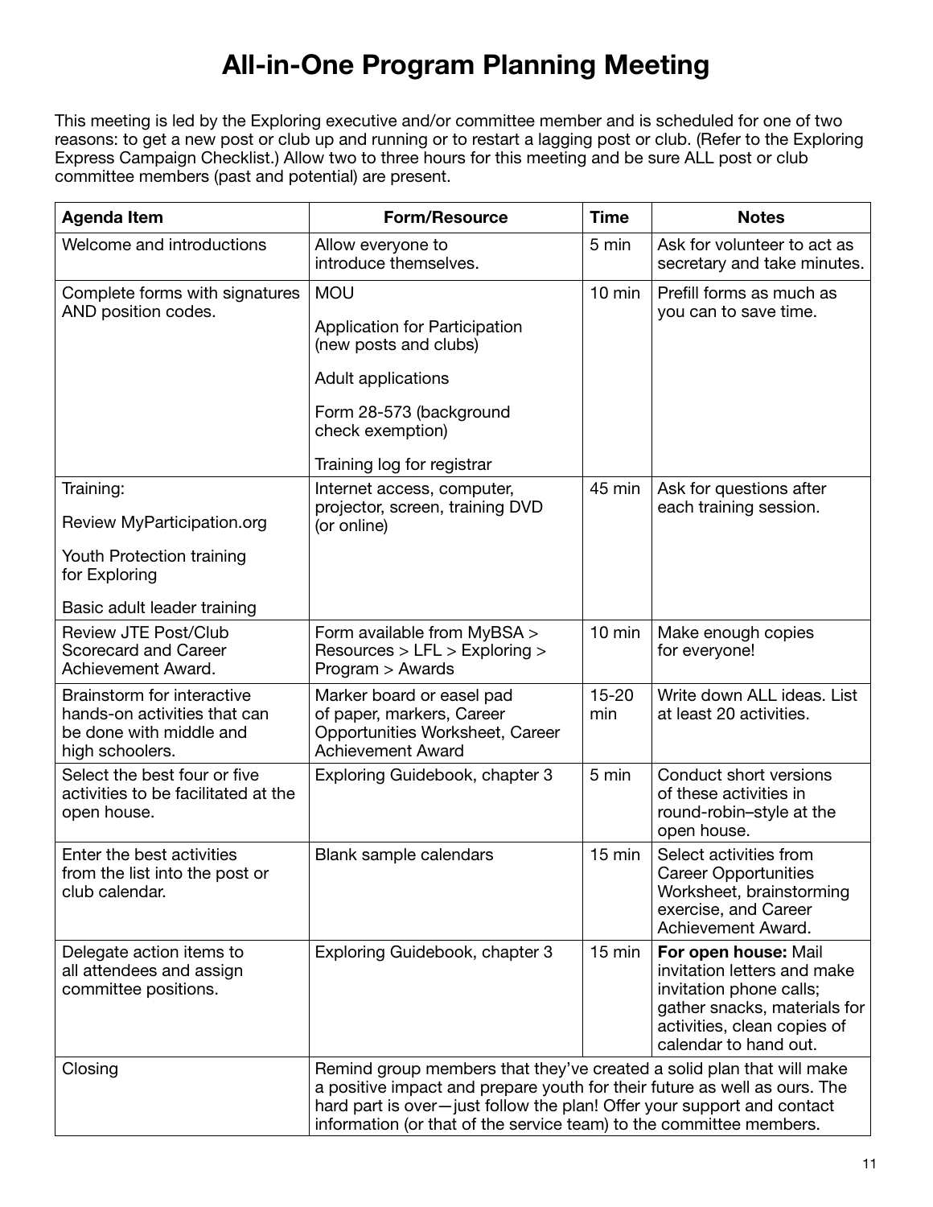# All-in-One Program Planning Meeting

This meeting is led by the Exploring executive and/or committee member and is scheduled for one of two reasons: to get a new post or club up and running or to restart a lagging post or club. (Refer to the Exploring Express Campaign Checklist.) Allow two to three hours for this meeting and be sure ALL post or club committee members (past and potential) are present.

| Agenda Item | Form/Resource | Time | Notes |
|---|---|---|---|
| Welcome and introductions | Allow everyone to introduce themselves. | 5 min | Ask for volunteer to act as secretary and take minutes. |
| Complete forms with signatures AND position codes. | MOU<br><br>Application for Participation (new posts and clubs)<br><br>Adult applications<br><br>Form 28-573 (background check exemption)<br><br>Training log for registrar | 10 min | Prefill forms as much as you can to save time. |
| Training:<br><br>Review MyParticipation.org<br><br>Youth Protection training for Exploring<br><br>Basic adult leader training | Internet access, computer, projector, screen, training DVD (or online) | 45 min | Ask for questions after each training session. |
| Review JTE Post/Club Scorecard and Career Achievement Award. | Form available from MyBSA > Resources > LFL > Exploring > Program > Awards | 10 min | Make enough copies for everyone! |
| Brainstorm for interactive hands-on activities that can be done with middle and high schoolers. | Marker board or easel pad of paper, markers, Career Opportunities Worksheet, Career Achievement Award | 15-20 min | Write down ALL ideas. List at least 20 activities. |
| Select the best four or five activities to be facilitated at the open house. | Exploring Guidebook, chapter 3 | 5 min | Conduct short versions of these activities in round-robin–style at the open house. |
| Enter the best activities from the list into the post or club calendar. | Blank sample calendars | 15 min | Select activities from Career Opportunities Worksheet, brainstorming exercise, and Career Achievement Award. |
| Delegate action items to all attendees and assign committee positions. | Exploring Guidebook, chapter 3 | 15 min | **For open house:** Mail invitation letters and make invitation phone calls; gather snacks, materials for activities, clean copies of calendar to hand out. |
| Closing | Remind group members that they've created a solid plan that will make a positive impact and prepare youth for their future as well as ours. The hard part is over—just follow the plan! Offer your support and contact information (or that of the service team) to the committee members. | | |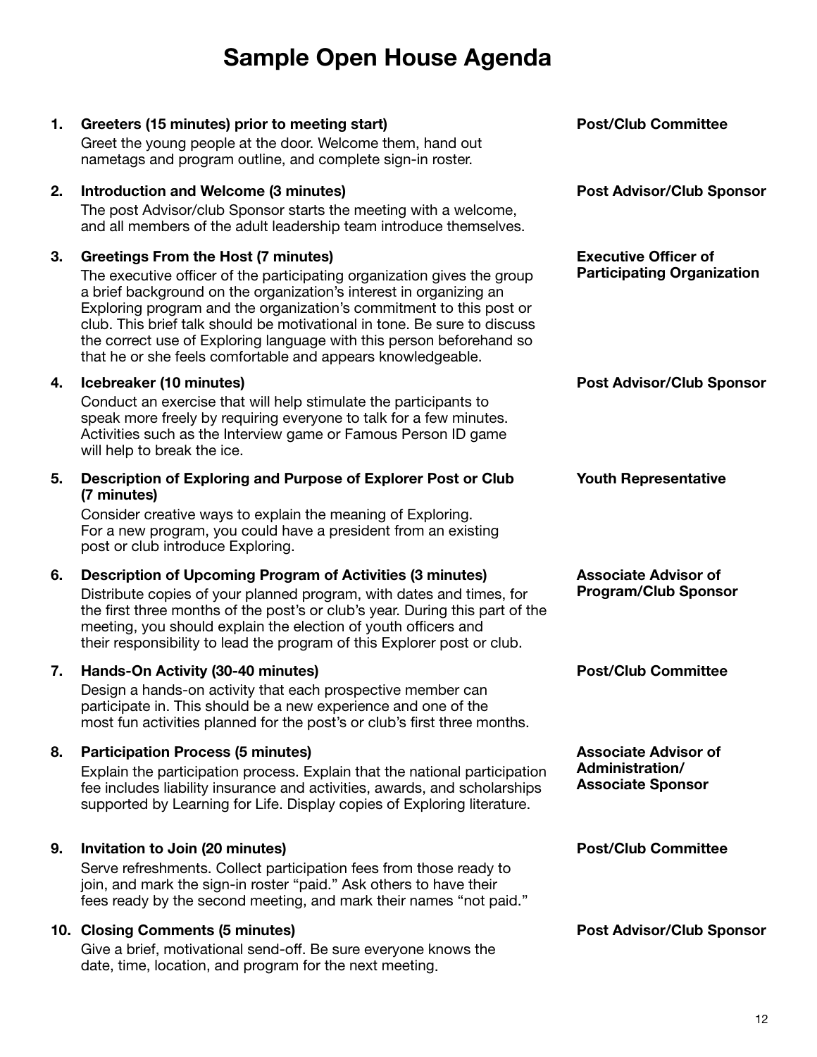# Sample Open House Agenda

1. **Greeters (15 minutes) prior to meeting start** — **Post/Club Committee**

   Greet the young people at the door. Welcome them, hand out nametags and program outline, and complete sign-in roster.

2. **Introduction and Welcome (3 minutes)** — **Post Advisor/Club Sponsor**

   The post Advisor/club Sponsor starts the meeting with a welcome, and all members of the adult leadership team introduce themselves.

3. **Greetings From the Host (7 minutes)** — **Executive Officer of Participating Organization**

   The executive officer of the participating organization gives the group a brief background on the organization's interest in organizing an Exploring program and the organization's commitment to this post or club. This brief talk should be motivational in tone. Be sure to discuss the correct use of Exploring language with this person beforehand so that he or she feels comfortable and appears knowledgeable.

4. **Icebreaker (10 minutes)** — **Post Advisor/Club Sponsor**

   Conduct an exercise that will help stimulate the participants to speak more freely by requiring everyone to talk for a few minutes. Activities such as the Interview game or Famous Person ID game will help to break the ice.

5. **Description of Exploring and Purpose of Explorer Post or Club (7 minutes)** — **Youth Representative**

   Consider creative ways to explain the meaning of Exploring. For a new program, you could have a president from an existing post or club introduce Exploring.

6. **Description of Upcoming Program of Activities (3 minutes)** — **Associate Advisor of Program/Club Sponsor**

   Distribute copies of your planned program, with dates and times, for the first three months of the post's or club's year. During this part of the meeting, you should explain the election of youth officers and their responsibility to lead the program of this Explorer post or club.

7. **Hands-On Activity (30-40 minutes)** — **Post/Club Committee**

   Design a hands-on activity that each prospective member can participate in. This should be a new experience and one of the most fun activities planned for the post's or club's first three months.

8. **Participation Process (5 minutes)** — **Associate Advisor of Administration/ Associate Sponsor**

   Explain the participation process. Explain that the national participation fee includes liability insurance and activities, awards, and scholarships supported by Learning for Life. Display copies of Exploring literature.

9. **Invitation to Join (20 minutes)** — **Post/Club Committee**

   Serve refreshments. Collect participation fees from those ready to join, and mark the sign-in roster "paid." Ask others to have their fees ready by the second meeting, and mark their names "not paid."

10. **Closing Comments (5 minutes)** — **Post Advisor/Club Sponsor**

    Give a brief, motivational send-off. Be sure everyone knows the date, time, location, and program for the next meeting.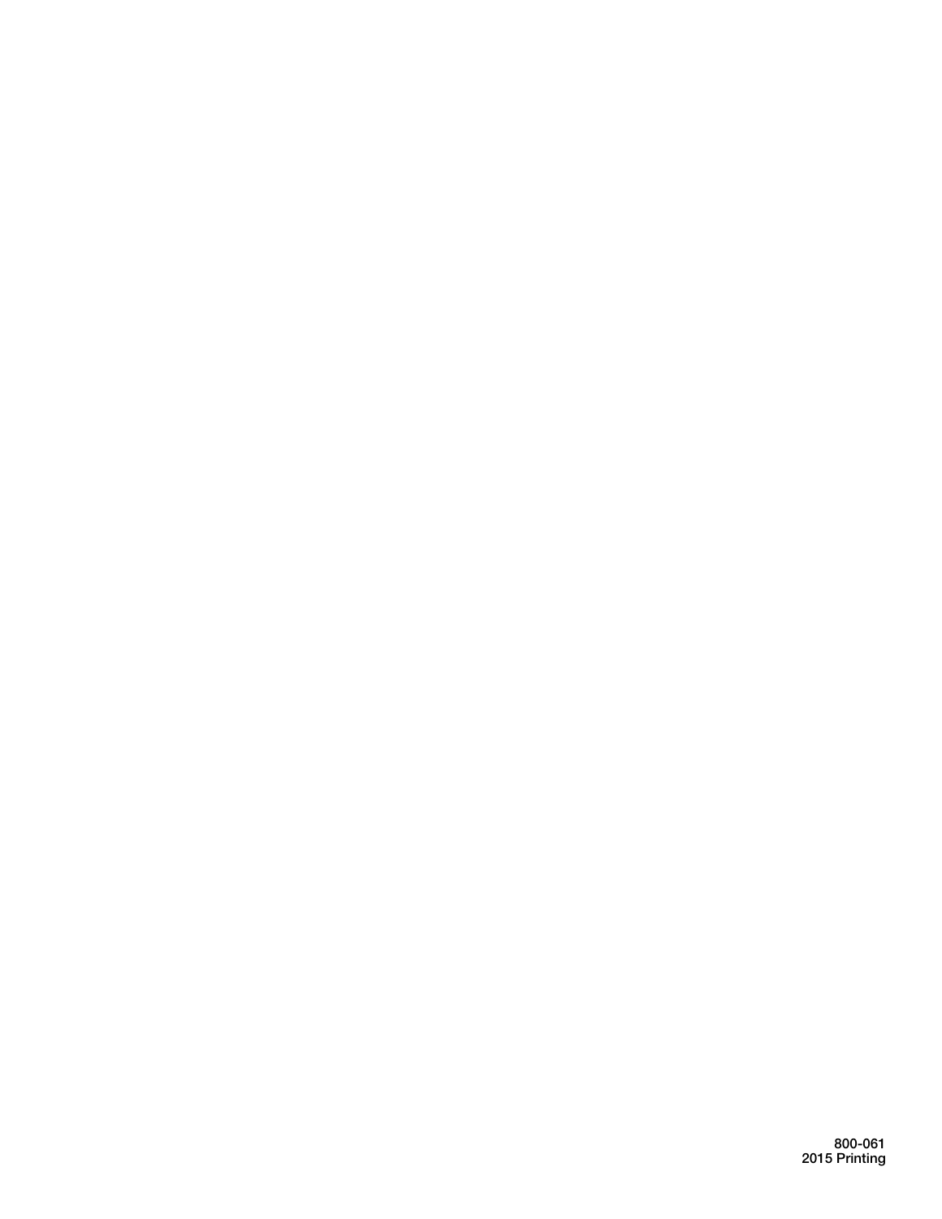800-061
2015 Printing